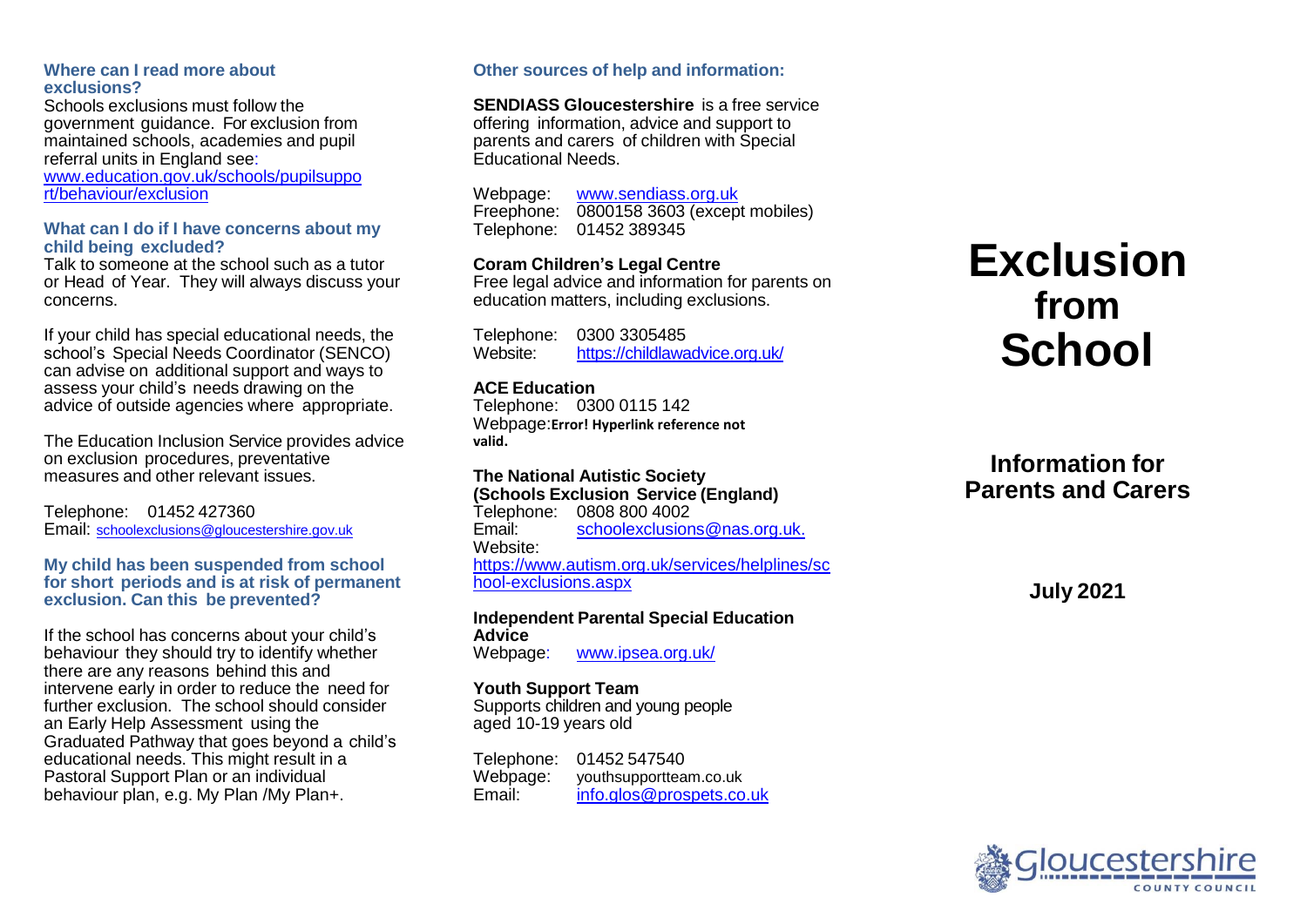### Where can I read more about exclusions?

Schools exclusions must follow the government guidance. For exclusion from maintained schools, academies and pupil referral units in England see: [www.education.gov.uk/schools/pupilsupport/behaviour/exclusion](www.education.gov.uk/schools/pupilsupport/behaviour/exclusion)

### What can I do if I have concerns about my child being excluded?

Talk to someone at the school such as a tutor or Head of Year. They will always discuss your concerns.

If your child has special educational needs, the school's Special Needs Coordinator (SENCO) can advise on additional support and ways to assess your child's needs drawing on the advice of outside agencies where appropriate.

The Education Inclusion Service provides advice on exclusion procedures, preventative measures and other relevant issues.

Telephone: 01452 427360
Email: schoolexclusions@gloucestershire.gov.uk

### My child has been suspended from school for short periods and is at risk of permanent exclusion. Can this be prevented?

If the school has concerns about your child's behaviour they should try to identify whether there are any reasons behind this and intervene early in order to reduce the need for further exclusion. The school should consider an Early Help Assessment using the Graduated Pathway that goes beyond a child's educational needs. This might result in a Pastoral Support Plan or an individual behaviour plan, e.g. My Plan /My Plan+.

### Other sources of help and information:

**SENDIASS Gloucestershire** is a free service offering information, advice and support to parents and carers of children with Special Educational Needs.

Webpage: www.sendiass.org.uk
Freephone: 0800158 3603 (except mobiles)
Telephone: 01452 389345

**Coram Children's Legal Centre**
Free legal advice and information for parents on education matters, including exclusions.

Telephone: 0300 3305485
Website: https://childlawadvice.org.uk/

**ACE Education**
Telephone: 0300 0115 142
Webpage: **Error! Hyperlink reference not valid.**

**The National Autistic Society (Schools Exclusion Service (England)**
Telephone: 0808 800 4002
Email: schoolexclusions@nas.org.uk.
Website: https://www.autism.org.uk/services/helplines/school-exclusions.aspx

**Independent Parental Special Education Advice**
Webpage: www.ipsea.org.uk/

**Youth Support Team**
Supports children and young people aged 10-19 years old

Telephone: 01452 547540
Webpage: youthsupportteam.co.uk
Email: info.glos@prospets.co.uk

# Exclusion from School

## Information for Parents and Carers

**July 2021**

Gloucestershire County Council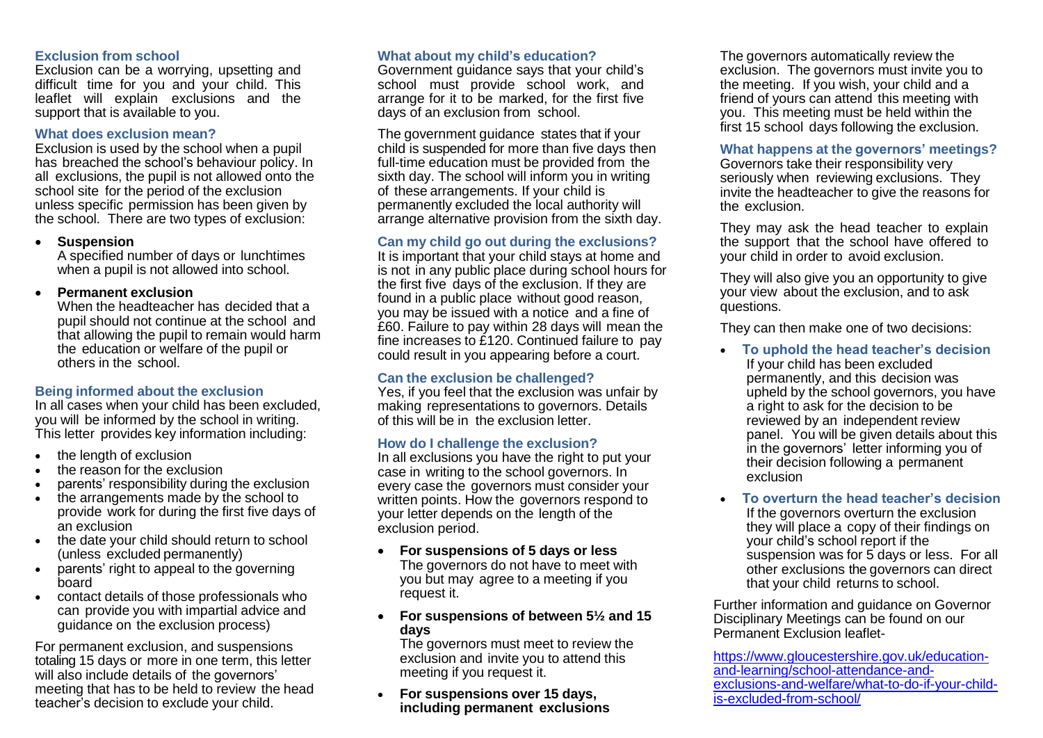## Exclusion from school

Exclusion can be a worrying, upsetting and difficult time for you and your child. This leaflet will explain exclusions and the support that is available to you.

### What does exclusion mean?

Exclusion is used by the school when a pupil has breached the school's behaviour policy. In all exclusions, the pupil is not allowed onto the school site for the period of the exclusion unless specific permission has been given by the school. There are two types of exclusion:

- **Suspension**
  A specified number of days or lunchtimes when a pupil is not allowed into school.
- **Permanent exclusion**
  When the headteacher has decided that a pupil should not continue at the school and that allowing the pupil to remain would harm the education or welfare of the pupil or others in the school.

### Being informed about the exclusion

In all cases when your child has been excluded, you will be informed by the school in writing. This letter provides key information including:

- the length of exclusion
- the reason for the exclusion
- parents' responsibility during the exclusion
- the arrangements made by the school to provide work for during the first five days of an exclusion
- the date your child should return to school (unless excluded permanently)
- parents' right to appeal to the governing board
- contact details of those professionals who can provide you with impartial advice and guidance on the exclusion process)

For permanent exclusion, and suspensions totaling 15 days or more in one term, this letter will also include details of the governors' meeting that has to be held to review the head teacher's decision to exclude your child.

### What about my child's education?

Government guidance says that your child's school must provide school work, and arrange for it to be marked, for the first five days of an exclusion from school.

The government guidance states that if your child is suspended for more than five days then full-time education must be provided from the sixth day. The school will inform you in writing of these arrangements. If your child is permanently excluded the local authority will arrange alternative provision from the sixth day.

### Can my child go out during the exclusions?

It is important that your child stays at home and is not in any public place during school hours for the first five days of the exclusion. If they are found in a public place without good reason, you may be issued with a notice and a fine of £60. Failure to pay within 28 days will mean the fine increases to £120. Continued failure to pay could result in you appearing before a court.

### Can the exclusion be challenged?

Yes, if you feel that the exclusion was unfair by making representations to governors. Details of this will be in the exclusion letter.

### How do I challenge the exclusion?

In all exclusions you have the right to put your case in writing to the school governors. In every case the governors must consider your written points. How the governors respond to your letter depends on the length of the exclusion period.

- **For suspensions of 5 days or less**
  The governors do not have to meet with you but may agree to a meeting if you request it.
- **For suspensions of between 5½ and 15 days**
  The governors must meet to review the exclusion and invite you to attend this meeting if you request it.
- **For suspensions over 15 days, including permanent exclusions**
  The governors automatically review the exclusion. The governors must invite you to the meeting. If you wish, your child and a friend of yours can attend this meeting with you. This meeting must be held within the first 15 school days following the exclusion.

### What happens at the governors' meetings?

Governors take their responsibility very seriously when reviewing exclusions. They invite the headteacher to give the reasons for the exclusion.

They may ask the head teacher to explain the support that the school have offered to your child in order to avoid exclusion.

They will also give you an opportunity to give your view about the exclusion, and to ask questions.

They can then make one of two decisions:

- **To uphold the head teacher's decision**
  If your child has been excluded permanently, and this decision was upheld by the school governors, you have a right to ask for the decision to be reviewed by an independent review panel. You will be given details about this in the governors' letter informing you of their decision following a permanent exclusion
- **To overturn the head teacher's decision**
  If the governors overturn the exclusion they will place a copy of their findings on your child's school report if the suspension was for 5 days or less. For all other exclusions the governors can direct that your child returns to school.

Further information and guidance on Governor Disciplinary Meetings can be found on our Permanent Exclusion leaflet-

https://www.gloucestershire.gov.uk/education-and-learning/school-attendance-and-exclusions-and-welfare/what-to-do-if-your-child-is-excluded-from-school/